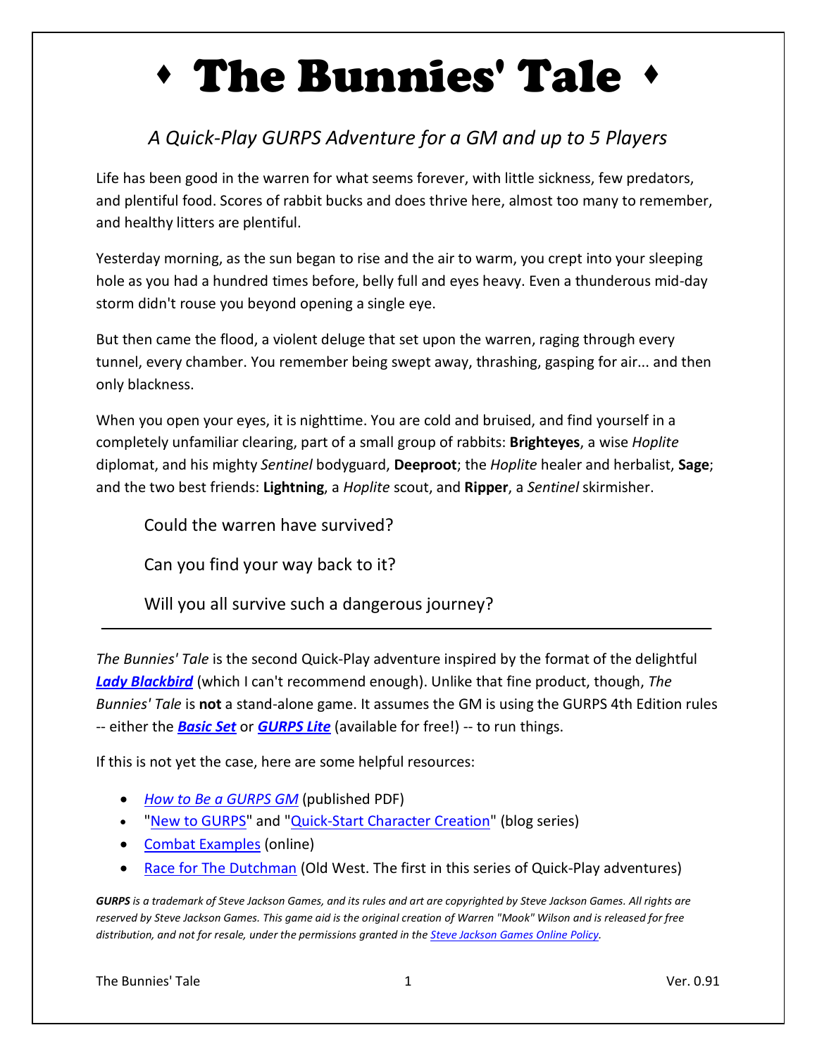# ♦ The Bunnies' Tale ♦

*A Quick-Play GURPS Adventure for a GM and up to 5 Players*

Life has been good in the warren for what seems forever, with little sickness, few predators, and plentiful food. Scores of rabbit bucks and does thrive here, almost too many to remember, and healthy litters are plentiful.

Yesterday morning, as the sun began to rise and the air to warm, you crept into your sleeping hole as you had a hundred times before, belly full and eyes heavy. Even a thunderous mid-day storm didn't rouse you beyond opening a single eye.

But then came the flood, a violent deluge that set upon the warren, raging through every tunnel, every chamber. You remember being swept away, thrashing, gasping for air... and then only blackness.

When you open your eyes, it is nighttime. You are cold and bruised, and find yourself in a completely unfamiliar clearing, part of a small group of rabbits: **Brighteyes**, a wise *Hoplite* diplomat, and his mighty *Sentinel* bodyguard, **Deeproot**; the *Hoplite* healer and herbalist, **Sage**; and the two best friends: **Lightning**, a *Hoplite* scout, and **Ripper**, a *Sentinel* skirmisher.

> Could the warren have survived?
>
> Can you find your way back to it?
>
> Will you all survive such a dangerous journey?

---

*The Bunnies' Tale* is the second Quick-Play adventure inspired by the format of the delightful ***Lady Blackbird*** (which I can't recommend enough). Unlike that fine product, though, *The Bunnies' Tale* is **not** a stand-alone game. It assumes the GM is using the GURPS 4th Edition rules -- either the ***Basic Set*** or ***GURPS Lite*** (available for free!) -- to run things.

If this is not yet the case, here are some helpful resources:

- *How to Be a GURPS GM* (published PDF)
- "New to GURPS" and "Quick-Start Character Creation" (blog series)
- Combat Examples (online)
- Race for The Dutchman (Old West. The first in this series of Quick-Play adventures)

***GURPS** is a trademark of Steve Jackson Games, and its rules and art are copyrighted by Steve Jackson Games. All rights are reserved by Steve Jackson Games. This game aid is the original creation of Warren "Mook" Wilson and is released for free distribution, and not for resale, under the permissions granted in the Steve Jackson Games Online Policy.*

The Bunnies' Tale — Ver. 0.91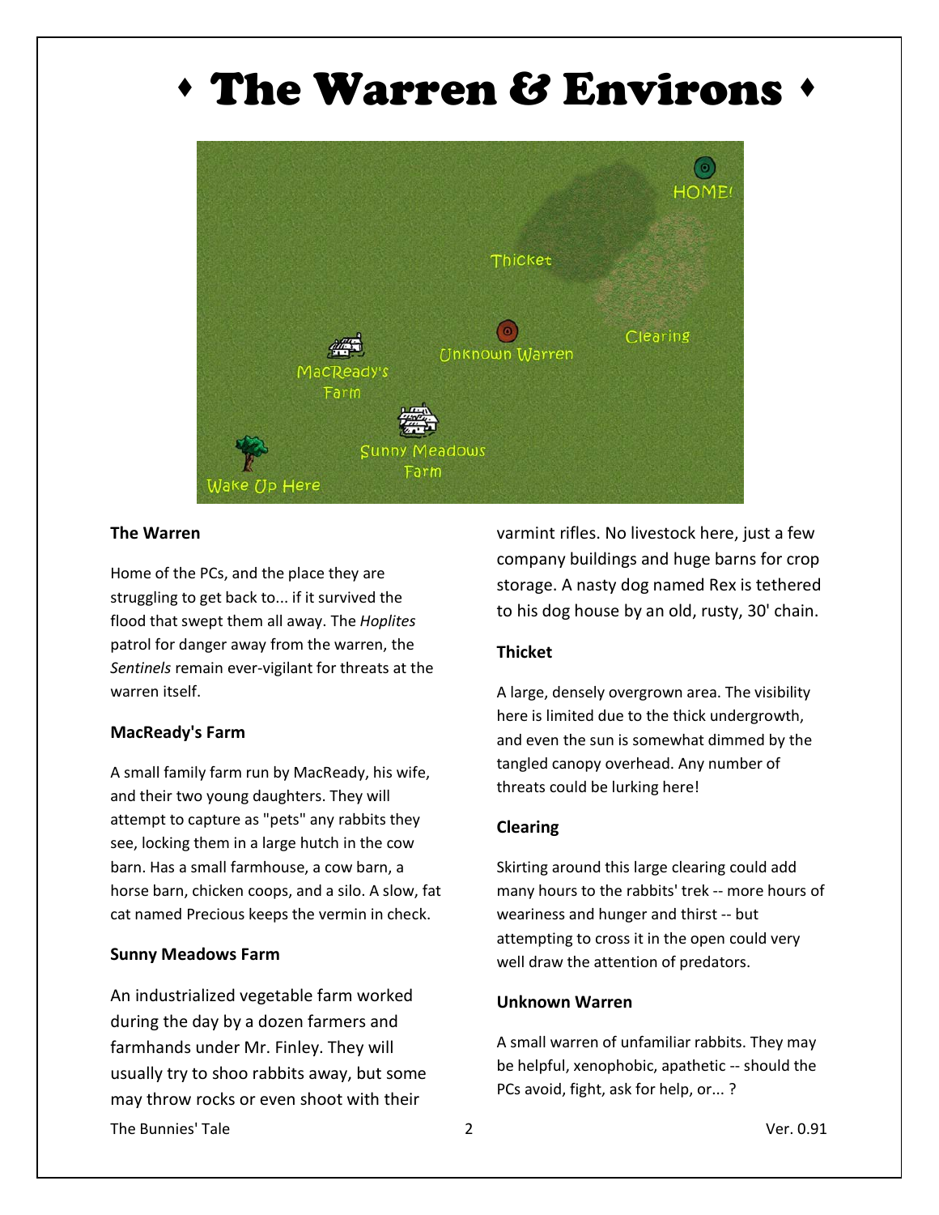# ♦ The Warren & Environs ♦

### The Warren

Home of the PCs, and the place they are struggling to get back to... if it survived the flood that swept them all away. The *Hoplites* patrol for danger away from the warren, the *Sentinels* remain ever-vigilant for threats at the warren itself.

### MacReady's Farm

A small family farm run by MacReady, his wife, and their two young daughters. They will attempt to capture as "pets" any rabbits they see, locking them in a large hutch in the cow barn. Has a small farmhouse, a cow barn, a horse barn, chicken coops, and a silo. A slow, fat cat named Precious keeps the vermin in check.

### Sunny Meadows Farm

An industrialized vegetable farm worked during the day by a dozen farmers and farmhands under Mr. Finley. They will usually try to shoo rabbits away, but some may throw rocks or even shoot with their varmint rifles. No livestock here, just a few company buildings and huge barns for crop storage. A nasty dog named Rex is tethered to his dog house by an old, rusty, 30' chain.

### Thicket

A large, densely overgrown area. The visibility here is limited due to the thick undergrowth, and even the sun is somewhat dimmed by the tangled canopy overhead. Any number of threats could be lurking here!

### Clearing

Skirting around this large clearing could add many hours to the rabbits' trek -- more hours of weariness and hunger and thirst -- but attempting to cross it in the open could very well draw the attention of predators.

### Unknown Warren

A small warren of unfamiliar rabbits. They may be helpful, xenophobic, apathetic -- should the PCs avoid, fight, ask for help, or... ?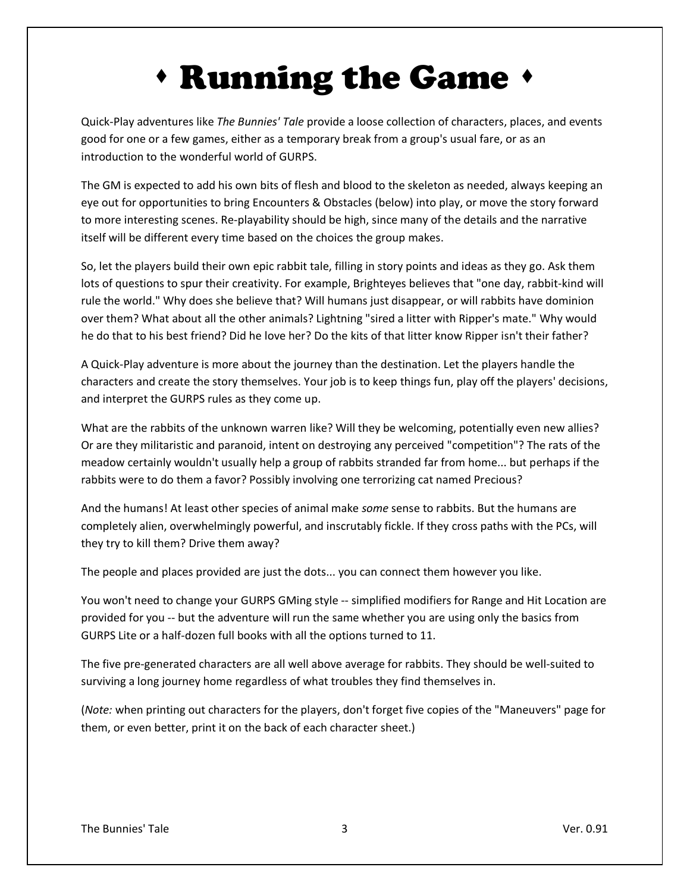# ♦ Running the Game ♦

Quick-Play adventures like *The Bunnies' Tale* provide a loose collection of characters, places, and events good for one or a few games, either as a temporary break from a group's usual fare, or as an introduction to the wonderful world of GURPS.

The GM is expected to add his own bits of flesh and blood to the skeleton as needed, always keeping an eye out for opportunities to bring Encounters & Obstacles (below) into play, or move the story forward to more interesting scenes. Re-playability should be high, since many of the details and the narrative itself will be different every time based on the choices the group makes.

So, let the players build their own epic rabbit tale, filling in story points and ideas as they go. Ask them lots of questions to spur their creativity. For example, Brighteyes believes that "one day, rabbit-kind will rule the world." Why does she believe that? Will humans just disappear, or will rabbits have dominion over them? What about all the other animals? Lightning "sired a litter with Ripper's mate." Why would he do that to his best friend? Did he love her? Do the kits of that litter know Ripper isn't their father?

A Quick-Play adventure is more about the journey than the destination. Let the players handle the characters and create the story themselves. Your job is to keep things fun, play off the players' decisions, and interpret the GURPS rules as they come up.

What are the rabbits of the unknown warren like? Will they be welcoming, potentially even new allies? Or are they militaristic and paranoid, intent on destroying any perceived "competition"? The rats of the meadow certainly wouldn't usually help a group of rabbits stranded far from home... but perhaps if the rabbits were to do them a favor? Possibly involving one terrorizing cat named Precious?

And the humans! At least other species of animal make *some* sense to rabbits. But the humans are completely alien, overwhelmingly powerful, and inscrutably fickle. If they cross paths with the PCs, will they try to kill them? Drive them away?

The people and places provided are just the dots... you can connect them however you like.

You won't need to change your GURPS GMing style -- simplified modifiers for Range and Hit Location are provided for you -- but the adventure will run the same whether you are using only the basics from GURPS Lite or a half-dozen full books with all the options turned to 11.

The five pre-generated characters are all well above average for rabbits. They should be well-suited to surviving a long journey home regardless of what troubles they find themselves in.

(*Note:* when printing out characters for the players, don't forget five copies of the "Maneuvers" page for them, or even better, print it on the back of each character sheet.)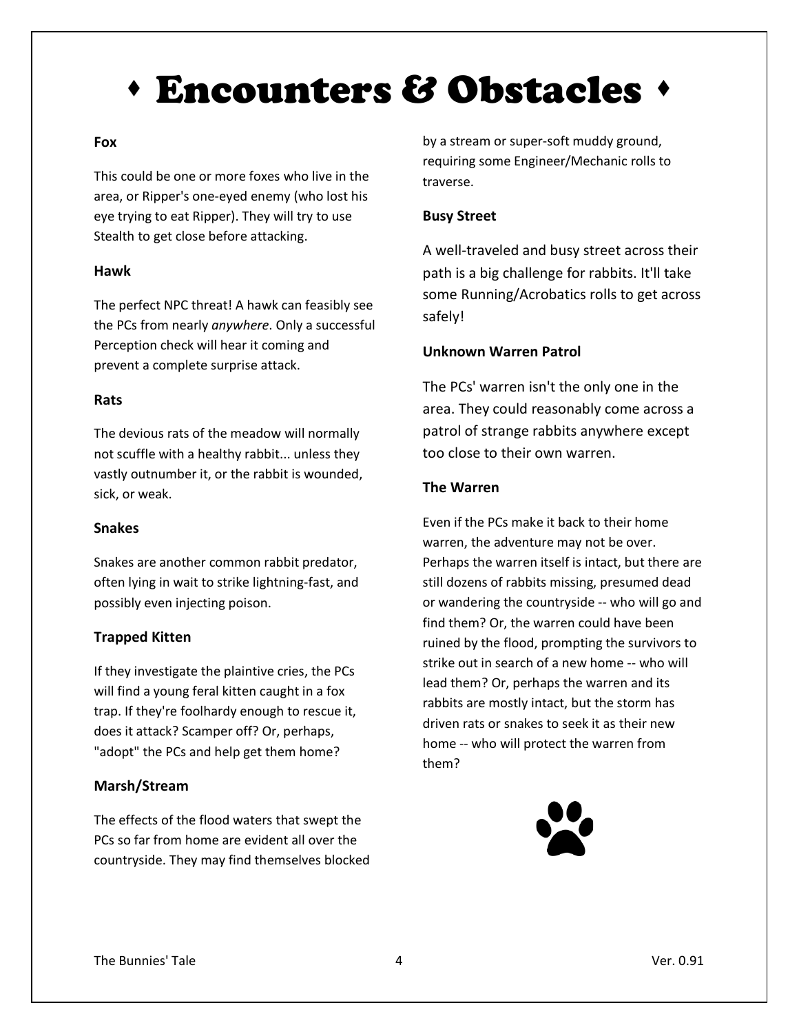# ♦ Encounters & Obstacles ♦

**Fox**

This could be one or more foxes who live in the area, or Ripper's one-eyed enemy (who lost his eye trying to eat Ripper). They will try to use Stealth to get close before attacking.

**Hawk**

The perfect NPC threat! A hawk can feasibly see the PCs from nearly *anywhere*. Only a successful Perception check will hear it coming and prevent a complete surprise attack.

**Rats**

The devious rats of the meadow will normally not scuffle with a healthy rabbit... unless they vastly outnumber it, or the rabbit is wounded, sick, or weak.

**Snakes**

Snakes are another common rabbit predator, often lying in wait to strike lightning-fast, and possibly even injecting poison.

**Trapped Kitten**

If they investigate the plaintive cries, the PCs will find a young feral kitten caught in a fox trap. If they're foolhardy enough to rescue it, does it attack? Scamper off? Or, perhaps, "adopt" the PCs and help get them home?

**Marsh/Stream**

The effects of the flood waters that swept the PCs so far from home are evident all over the countryside. They may find themselves blocked by a stream or super-soft muddy ground, requiring some Engineer/Mechanic rolls to traverse.

**Busy Street**

A well-traveled and busy street across their path is a big challenge for rabbits. It'll take some Running/Acrobatics rolls to get across safely!

**Unknown Warren Patrol**

The PCs' warren isn't the only one in the area. They could reasonably come across a patrol of strange rabbits anywhere except too close to their own warren.

**The Warren**

Even if the PCs make it back to their home warren, the adventure may not be over. Perhaps the warren itself is intact, but there are still dozens of rabbits missing, presumed dead or wandering the countryside -- who will go and find them? Or, the warren could have been ruined by the flood, prompting the survivors to strike out in search of a new home -- who will lead them? Or, perhaps the warren and its rabbits are mostly intact, but the storm has driven rats or snakes to seek it as their new home -- who will protect the warren from them?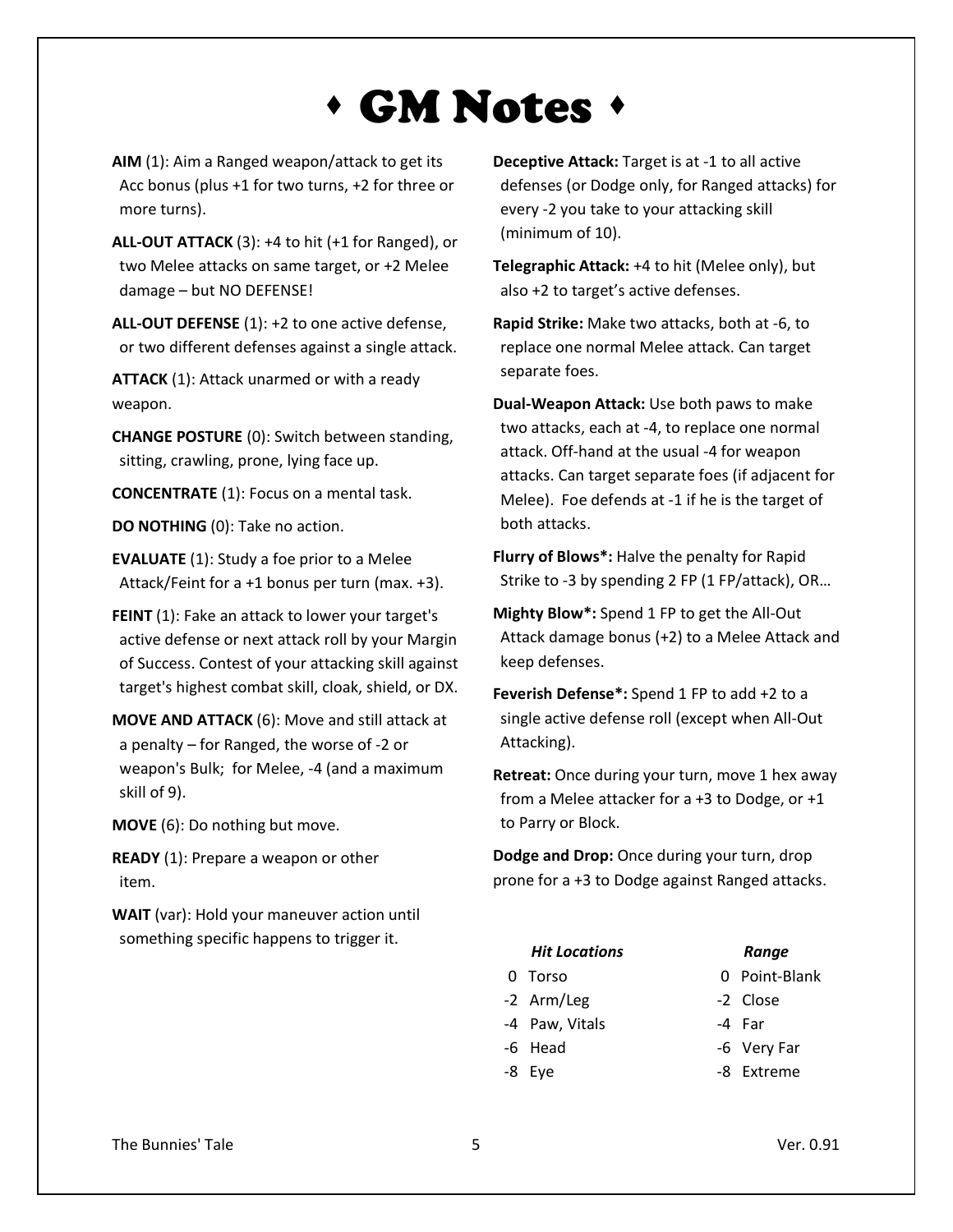# ♦ GM Notes ♦

**AIM** (1): Aim a Ranged weapon/attack to get its Acc bonus (plus +1 for two turns, +2 for three or more turns).

**ALL-OUT ATTACK** (3): +4 to hit (+1 for Ranged), or two Melee attacks on same target, or +2 Melee damage – but NO DEFENSE!

**ALL-OUT DEFENSE** (1): +2 to one active defense, or two different defenses against a single attack.

**ATTACK** (1): Attack unarmed or with a ready weapon.

**CHANGE POSTURE** (0): Switch between standing, sitting, crawling, prone, lying face up.

**CONCENTRATE** (1): Focus on a mental task.

**DO NOTHING** (0): Take no action.

**EVALUATE** (1): Study a foe prior to a Melee Attack/Feint for a +1 bonus per turn (max. +3).

**FEINT** (1): Fake an attack to lower your target's active defense or next attack roll by your Margin of Success. Contest of your attacking skill against target's highest combat skill, cloak, shield, or DX.

**MOVE AND ATTACK** (6): Move and still attack at a penalty – for Ranged, the worse of -2 or weapon's Bulk; for Melee, -4 (and a maximum skill of 9).

**MOVE** (6): Do nothing but move.

**READY** (1): Prepare a weapon or other item.

**WAIT** (var): Hold your maneuver action until something specific happens to trigger it.

**Deceptive Attack:** Target is at -1 to all active defenses (or Dodge only, for Ranged attacks) for every -2 you take to your attacking skill (minimum of 10).

**Telegraphic Attack:** +4 to hit (Melee only), but also +2 to target's active defenses.

**Rapid Strike:** Make two attacks, both at -6, to replace one normal Melee attack. Can target separate foes.

**Dual-Weapon Attack:** Use both paws to make two attacks, each at -4, to replace one normal attack. Off-hand at the usual -4 for weapon attacks. Can target separate foes (if adjacent for Melee). Foe defends at -1 if he is the target of both attacks.

**Flurry of Blows*:** Halve the penalty for Rapid Strike to -3 by spending 2 FP (1 FP/attack), OR…

**Mighty Blow*:** Spend 1 FP to get the All-Out Attack damage bonus (+2) to a Melee Attack and keep defenses.

**Feverish Defense*:** Spend 1 FP to add +2 to a single active defense roll (except when All-Out Attacking).

**Retreat:** Once during your turn, move 1 hex away from a Melee attacker for a +3 to Dodge, or +1 to Parry or Block.

**Dodge and Drop:** Once during your turn, drop prone for a +3 to Dodge against Ranged attacks.

| ***Hit Locations*** | | ***Range*** | |
|---|---|---|---|
| 0 | Torso | 0 | Point-Blank |
| -2 | Arm/Leg | -2 | Close |
| -4 | Paw, Vitals | -4 | Far |
| -6 | Head | -6 | Very Far |
| -8 | Eye | -8 | Extreme |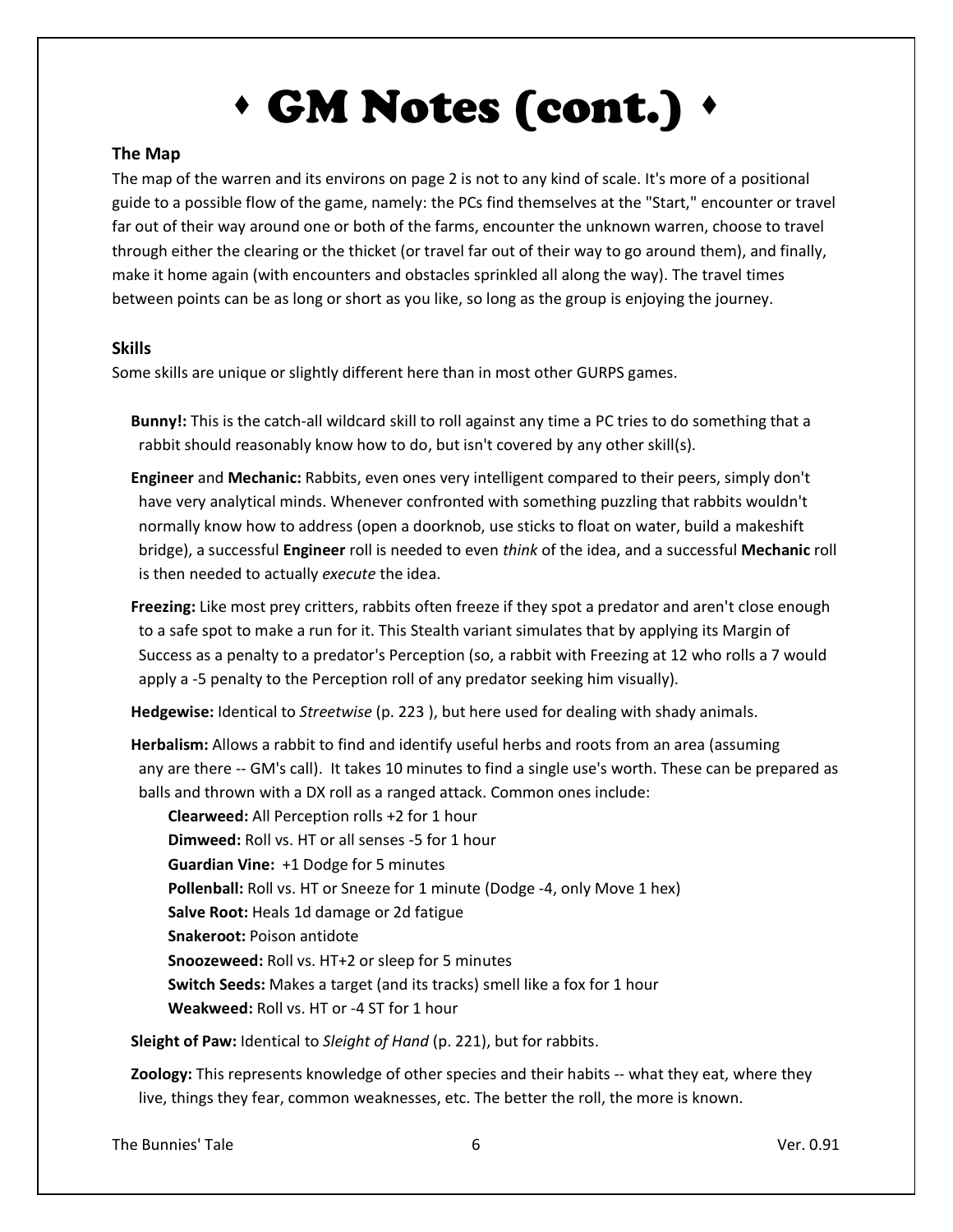# ♦ GM Notes (cont.) ♦

**The Map**

The map of the warren and its environs on page 2 is not to any kind of scale. It's more of a positional guide to a possible flow of the game, namely: the PCs find themselves at the "Start," encounter or travel far out of their way around one or both of the farms, encounter the unknown warren, choose to travel through either the clearing or the thicket (or travel far out of their way to go around them), and finally, make it home again (with encounters and obstacles sprinkled all along the way). The travel times between points can be as long or short as you like, so long as the group is enjoying the journey.

**Skills**

Some skills are unique or slightly different here than in most other GURPS games.

**Bunny!:** This is the catch-all wildcard skill to roll against any time a PC tries to do something that a rabbit should reasonably know how to do, but isn't covered by any other skill(s).

**Engineer** and **Mechanic:** Rabbits, even ones very intelligent compared to their peers, simply don't have very analytical minds. Whenever confronted with something puzzling that rabbits wouldn't normally know how to address (open a doorknob, use sticks to float on water, build a makeshift bridge), a successful **Engineer** roll is needed to even *think* of the idea, and a successful **Mechanic** roll is then needed to actually *execute* the idea.

**Freezing:** Like most prey critters, rabbits often freeze if they spot a predator and aren't close enough to a safe spot to make a run for it. This Stealth variant simulates that by applying its Margin of Success as a penalty to a predator's Perception (so, a rabbit with Freezing at 12 who rolls a 7 would apply a -5 penalty to the Perception roll of any predator seeking him visually).

**Hedgewise:** Identical to *Streetwise* (p. 223 ), but here used for dealing with shady animals.

**Herbalism:** Allows a rabbit to find and identify useful herbs and roots from an area (assuming any are there -- GM's call). It takes 10 minutes to find a single use's worth. These can be prepared as balls and thrown with a DX roll as a ranged attack. Common ones include:

- **Clearweed:** All Perception rolls +2 for 1 hour
- **Dimweed:** Roll vs. HT or all senses -5 for 1 hour
- **Guardian Vine:** +1 Dodge for 5 minutes
- **Pollenball:** Roll vs. HT or Sneeze for 1 minute (Dodge -4, only Move 1 hex)
- **Salve Root:** Heals 1d damage or 2d fatigue
- **Snakeroot:** Poison antidote
- **Snoozeweed:** Roll vs. HT+2 or sleep for 5 minutes
- **Switch Seeds:** Makes a target (and its tracks) smell like a fox for 1 hour
- **Weakweed:** Roll vs. HT or -4 ST for 1 hour

**Sleight of Paw:** Identical to *Sleight of Hand* (p. 221), but for rabbits.

**Zoology:** This represents knowledge of other species and their habits -- what they eat, where they live, things they fear, common weaknesses, etc. The better the roll, the more is known.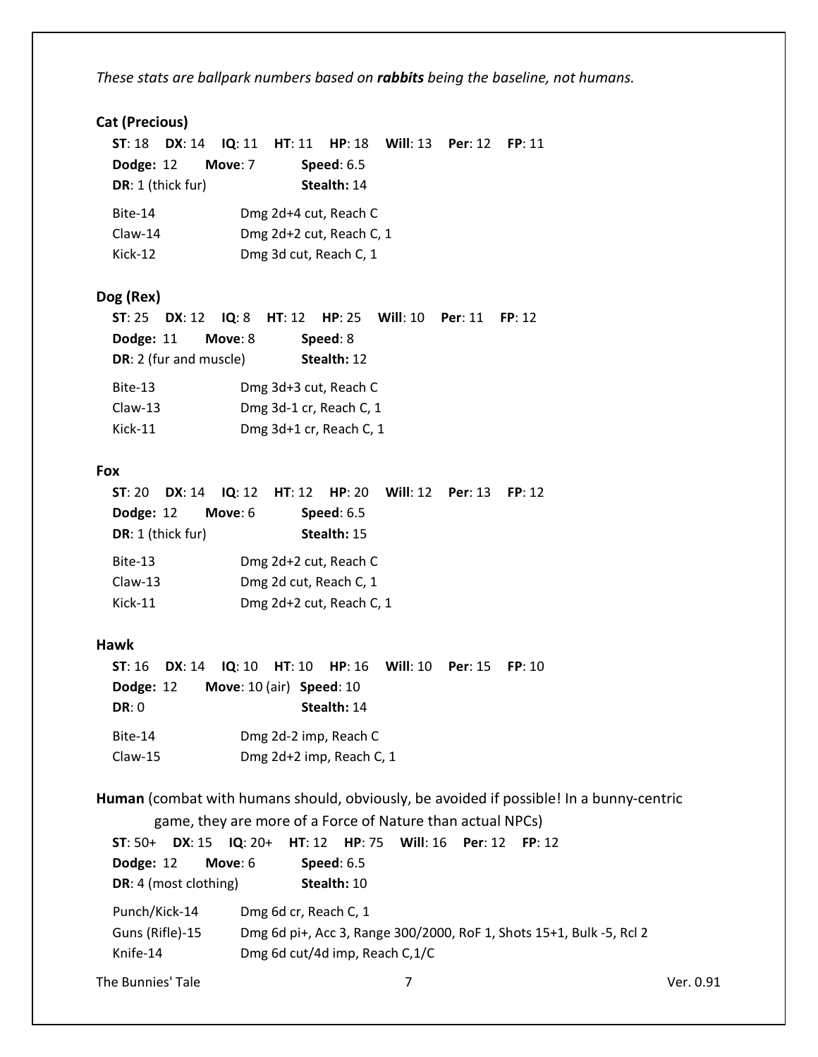*These stats are ballpark numbers based on **rabbits** being the baseline, not humans.*

**Cat (Precious)**

**ST**: 18 **DX**: 14 **IQ**: 11 **HT**: 11 **HP**: 18 **Will**: 13 **Per**: 12 **FP**: 11
**Dodge:** 12 **Move**: 7 **Speed**: 6.5
**DR**: 1 (thick fur) **Stealth:** 14

| | |
|---|---|
| Bite-14 | Dmg 2d+4 cut, Reach C |
| Claw-14 | Dmg 2d+2 cut, Reach C, 1 |
| Kick-12 | Dmg 3d cut, Reach C, 1 |

**Dog (Rex)**

**ST**: 25 **DX**: 12 **IQ**: 8 **HT**: 12 **HP**: 25 **Will**: 10 **Per**: 11 **FP**: 12
**Dodge:** 11 **Move**: 8 **Speed**: 8
**DR**: 2 (fur and muscle) **Stealth:** 12

| | |
|---|---|
| Bite-13 | Dmg 3d+3 cut, Reach C |
| Claw-13 | Dmg 3d-1 cr, Reach C, 1 |
| Kick-11 | Dmg 3d+1 cr, Reach C, 1 |

**Fox**

**ST**: 20 **DX**: 14 **IQ**: 12 **HT**: 12 **HP**: 20 **Will**: 12 **Per**: 13 **FP**: 12
**Dodge:** 12 **Move**: 6 **Speed**: 6.5
**DR**: 1 (thick fur) **Stealth:** 15

| | |
|---|---|
| Bite-13 | Dmg 2d+2 cut, Reach C |
| Claw-13 | Dmg 2d cut, Reach C, 1 |
| Kick-11 | Dmg 2d+2 cut, Reach C, 1 |

**Hawk**

**ST**: 16 **DX**: 14 **IQ**: 10 **HT**: 10 **HP**: 16 **Will**: 10 **Per**: 15 **FP**: 10
**Dodge:** 12 **Move**: 10 (air) **Speed**: 10
**DR**: 0 **Stealth:** 14

| | |
|---|---|
| Bite-14 | Dmg 2d-2 imp, Reach C |
| Claw-15 | Dmg 2d+2 imp, Reach C, 1 |

**Human** (combat with humans should, obviously, be avoided if possible! In a bunny-centric game, they are more of a Force of Nature than actual NPCs)

**ST**: 50+ **DX**: 15 **IQ**: 20+ **HT**: 12 **HP**: 75 **Will**: 16 **Per**: 12 **FP**: 12
**Dodge:** 12 **Move**: 6 **Speed**: 6.5
**DR**: 4 (most clothing) **Stealth:** 10

| | |
|---|---|
| Punch/Kick-14 | Dmg 6d cr, Reach C, 1 |
| Guns (Rifle)-15 | Dmg 6d pi+, Acc 3, Range 300/2000, RoF 1, Shots 15+1, Bulk -5, Rcl 2 |
| Knife-14 | Dmg 6d cut/4d imp, Reach C,1/C |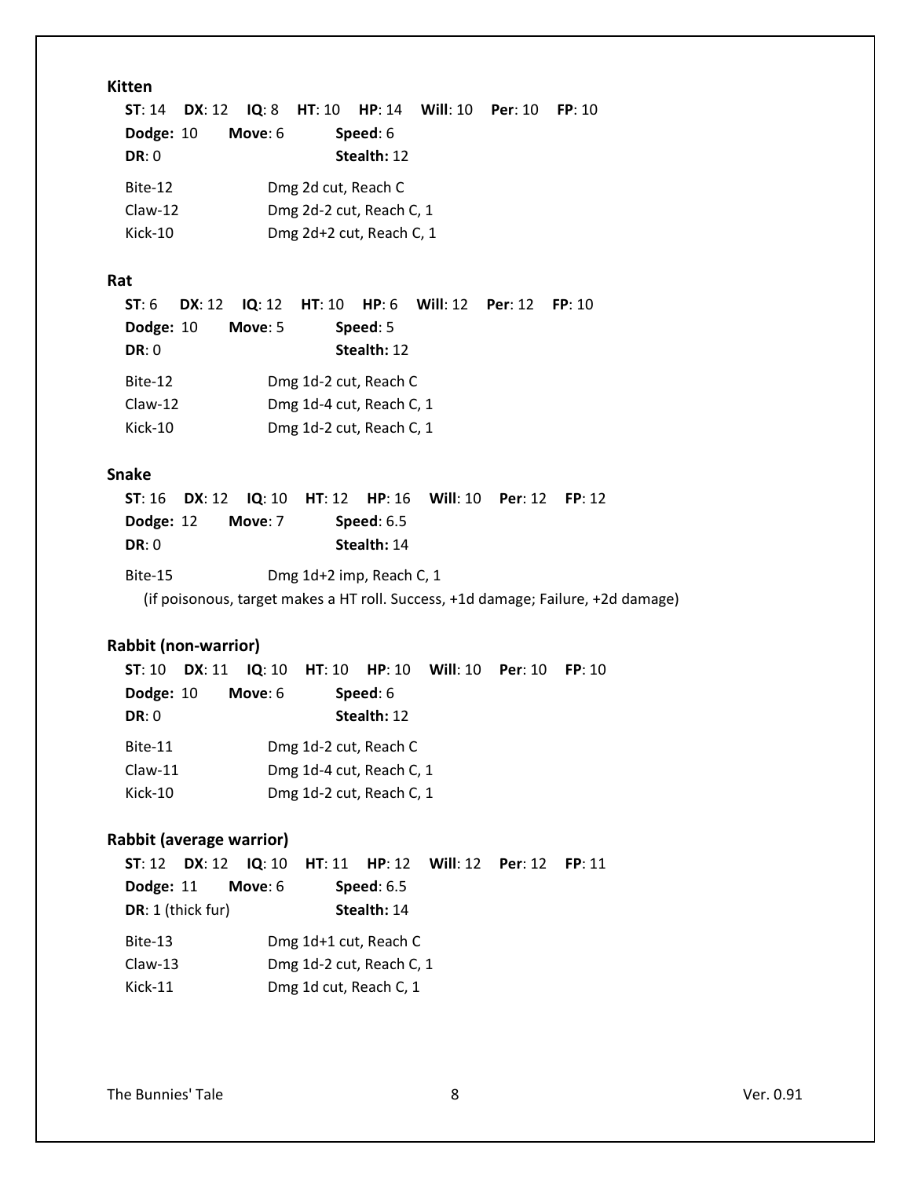**Kitten**

**ST**: 14 **DX**: 12 **IQ**: 8 **HT**: 10 **HP**: 14 **Will**: 10 **Per**: 10 **FP**: 10
**Dodge:** 10 **Move**: 6 **Speed**: 6
**DR**: 0 **Stealth:** 12

| | |
|---|---|
| Bite-12 | Dmg 2d cut, Reach C |
| Claw-12 | Dmg 2d-2 cut, Reach C, 1 |
| Kick-10 | Dmg 2d+2 cut, Reach C, 1 |

**Rat**

**ST**: 6 **DX**: 12 **IQ**: 12 **HT**: 10 **HP**: 6 **Will**: 12 **Per**: 12 **FP**: 10
**Dodge:** 10 **Move**: 5 **Speed**: 5
**DR**: 0 **Stealth:** 12

| | |
|---|---|
| Bite-12 | Dmg 1d-2 cut, Reach C |
| Claw-12 | Dmg 1d-4 cut, Reach C, 1 |
| Kick-10 | Dmg 1d-2 cut, Reach C, 1 |

**Snake**

**ST**: 16 **DX**: 12 **IQ**: 10 **HT**: 12 **HP**: 16 **Will**: 10 **Per**: 12 **FP**: 12
**Dodge:** 12 **Move**: 7 **Speed**: 6.5
**DR**: 0 **Stealth:** 14

| | |
|---|---|
| Bite-15 | Dmg 1d+2 imp, Reach C, 1 |

(if poisonous, target makes a HT roll. Success, +1d damage; Failure, +2d damage)

**Rabbit (non-warrior)**

**ST**: 10 **DX**: 11 **IQ**: 10 **HT**: 10 **HP**: 10 **Will**: 10 **Per**: 10 **FP**: 10
**Dodge:** 10 **Move**: 6 **Speed**: 6
**DR**: 0 **Stealth:** 12

| | |
|---|---|
| Bite-11 | Dmg 1d-2 cut, Reach C |
| Claw-11 | Dmg 1d-4 cut, Reach C, 1 |
| Kick-10 | Dmg 1d-2 cut, Reach C, 1 |

**Rabbit (average warrior)**

**ST**: 12 **DX**: 12 **IQ**: 10 **HT**: 11 **HP**: 12 **Will**: 12 **Per**: 12 **FP**: 11
**Dodge:** 11 **Move**: 6 **Speed**: 6.5
**DR**: 1 (thick fur) **Stealth:** 14

| | |
|---|---|
| Bite-13 | Dmg 1d+1 cut, Reach C |
| Claw-13 | Dmg 1d-2 cut, Reach C, 1 |
| Kick-11 | Dmg 1d cut, Reach C, 1 |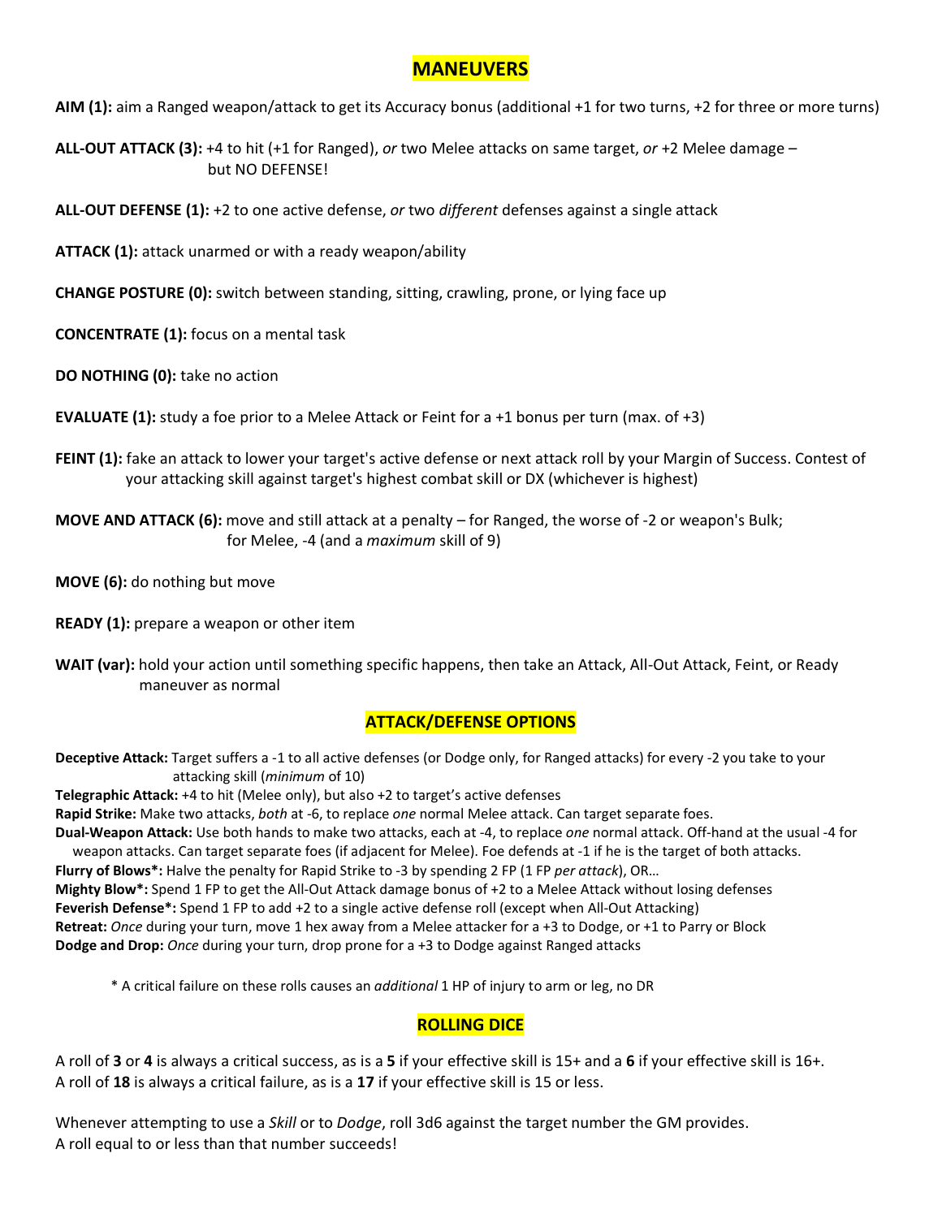## MANEUVERS

**AIM (1):** aim a Ranged weapon/attack to get its Accuracy bonus (additional +1 for two turns, +2 for three or more turns)

**ALL-OUT ATTACK (3):** +4 to hit (+1 for Ranged), *or* two Melee attacks on same target, *or* +2 Melee damage – but NO DEFENSE!

**ALL-OUT DEFENSE (1):** +2 to one active defense, *or* two *different* defenses against a single attack

**ATTACK (1):** attack unarmed or with a ready weapon/ability

**CHANGE POSTURE (0):** switch between standing, sitting, crawling, prone, or lying face up

**CONCENTRATE (1):** focus on a mental task

**DO NOTHING (0):** take no action

**EVALUATE (1):** study a foe prior to a Melee Attack or Feint for a +1 bonus per turn (max. of +3)

**FEINT (1):** fake an attack to lower your target's active defense or next attack roll by your Margin of Success. Contest of your attacking skill against target's highest combat skill or DX (whichever is highest)

**MOVE AND ATTACK (6):** move and still attack at a penalty – for Ranged, the worse of -2 or weapon's Bulk; for Melee, -4 (and a *maximum* skill of 9)

**MOVE (6):** do nothing but move

**READY (1):** prepare a weapon or other item

**WAIT (var):** hold your action until something specific happens, then take an Attack, All-Out Attack, Feint, or Ready maneuver as normal

## ATTACK/DEFENSE OPTIONS

**Deceptive Attack:** Target suffers a -1 to all active defenses (or Dodge only, for Ranged attacks) for every -2 you take to your attacking skill (*minimum* of 10)

**Telegraphic Attack:** +4 to hit (Melee only), but also +2 to target's active defenses

**Rapid Strike:** Make two attacks, *both* at -6, to replace *one* normal Melee attack. Can target separate foes.

**Dual-Weapon Attack:** Use both hands to make two attacks, each at -4, to replace *one* normal attack. Off-hand at the usual -4 for weapon attacks. Can target separate foes (if adjacent for Melee). Foe defends at -1 if he is the target of both attacks.

**Flurry of Blows*:** Halve the penalty for Rapid Strike to -3 by spending 2 FP (1 FP *per attack*), OR…

**Mighty Blow*:** Spend 1 FP to get the All-Out Attack damage bonus of +2 to a Melee Attack without losing defenses

**Feverish Defense*:** Spend 1 FP to add +2 to a single active defense roll (except when All-Out Attacking)

**Retreat:** *Once* during your turn, move 1 hex away from a Melee attacker for a +3 to Dodge, or +1 to Parry or Block

**Dodge and Drop:** *Once* during your turn, drop prone for a +3 to Dodge against Ranged attacks

\* A critical failure on these rolls causes an *additional* 1 HP of injury to arm or leg, no DR

## ROLLING DICE

A roll of **3** or **4** is always a critical success, as is a **5** if your effective skill is 15+ and a **6** if your effective skill is 16+.
A roll of **18** is always a critical failure, as is a **17** if your effective skill is 15 or less.

Whenever attempting to use a *Skill* or to *Dodge*, roll 3d6 against the target number the GM provides.
A roll equal to or less than that number succeeds!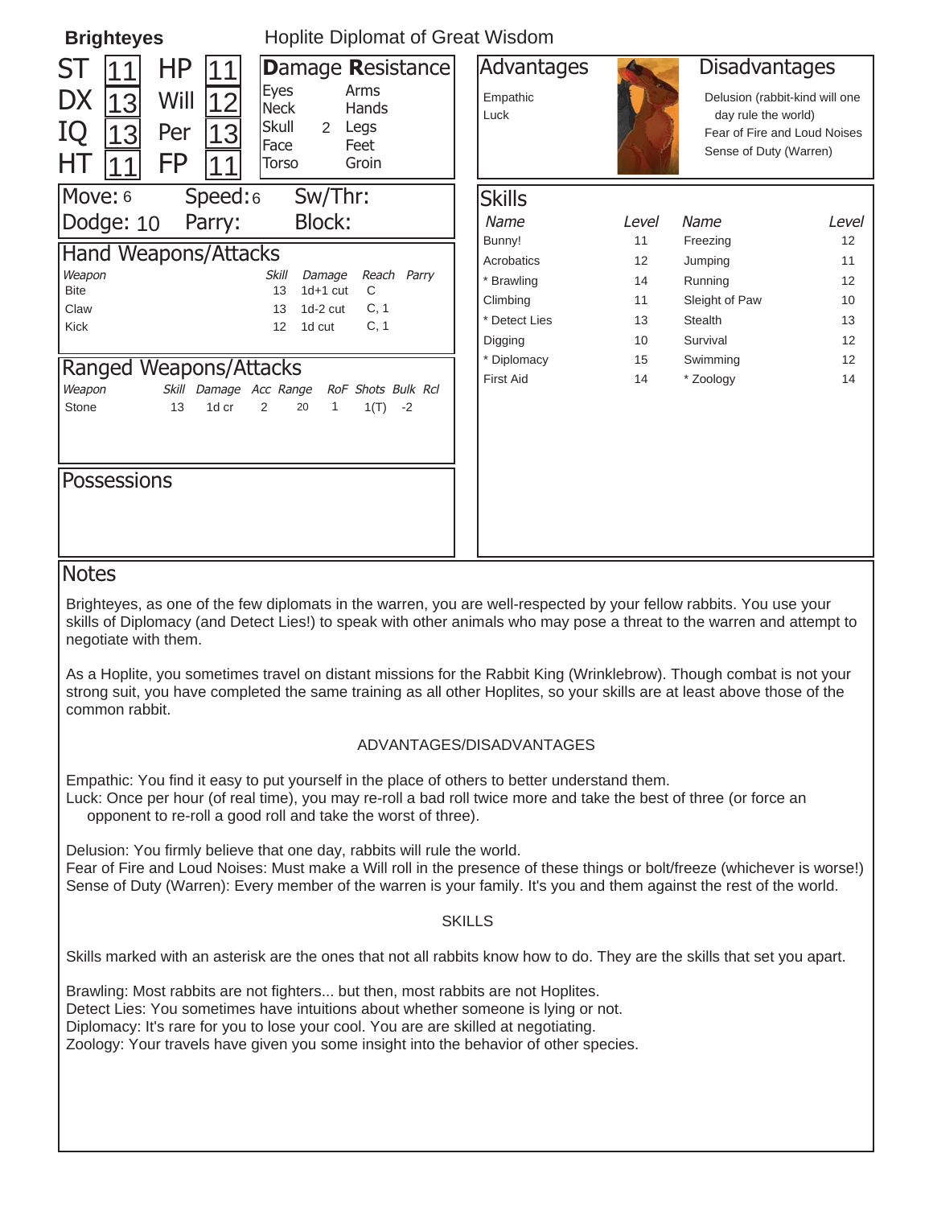# Brighteyes

Hoplite Diplomat of Great Wisdom

| | | | |
|---|---|---|---|
| ST | 11 | HP | 11 |
| DX | 13 | Will | 12 |
| IQ | 13 | Per | 13 |
| HT | 11 | FP | 11 |

## Damage Resistance

| | | | |
|---|---|---|---|
| Eyes | | Arms | |
| Neck | | Hands | |
| Skull | 2 | Legs | |
| Face | | Feet | |
| Torso | | Groin | |

## Advantages

Empathic
Luck

## Disadvantages

Delusion (rabbit-kind will one day rule the world)
Fear of Fire and Loud Noises
Sense of Duty (Warren)

Move: 6 Speed: 6 Sw/Thr:
Dodge: 10 Parry: Block:

## Hand Weapons/Attacks

| Weapon | Skill | Damage | Reach | Parry |
|---|---|---|---|---|
| Bite | 13 | 1d+1 cut | C | |
| Claw | 13 | 1d-2 cut | C, 1 | |
| Kick | 12 | 1d cut | C, 1 | |

## Ranged Weapons/Attacks

| Weapon | Skill | Damage | Acc | Range | RoF | Shots | Bulk | Rcl |
|---|---|---|---|---|---|---|---|---|
| Stone | 13 | 1d cr | 2 | 20 | 1 | 1(T) | -2 | |

## Possessions

## Skills

| Name | Level | Name | Level |
|---|---|---|---|
| Bunny! | 11 | Freezing | 12 |
| Acrobatics | 12 | Jumping | 11 |
| * Brawling | 14 | Running | 12 |
| Climbing | 11 | Sleight of Paw | 10 |
| * Detect Lies | 13 | Stealth | 13 |
| Digging | 10 | Survival | 12 |
| * Diplomacy | 15 | Swimming | 12 |
| First Aid | 14 | * Zoology | 14 |

## Notes

Brighteyes, as one of the few diplomats in the warren, you are well-respected by your fellow rabbits. You use your skills of Diplomacy (and Detect Lies!) to speak with other animals who may pose a threat to the warren and attempt to negotiate with them.

As a Hoplite, you sometimes travel on distant missions for the Rabbit King (Wrinklebrow). Though combat is not your strong suit, you have completed the same training as all other Hoplites, so your skills are at least above those of the common rabbit.

### ADVANTAGES/DISADVANTAGES

Empathic: You find it easy to put yourself in the place of others to better understand them.
Luck: Once per hour (of real time), you may re-roll a bad roll twice more and take the best of three (or force an opponent to re-roll a good roll and take the worst of three).

Delusion: You firmly believe that one day, rabbits will rule the world.
Fear of Fire and Loud Noises: Must make a Will roll in the presence of these things or bolt/freeze (whichever is worse!)
Sense of Duty (Warren): Every member of the warren is your family. It's you and them against the rest of the world.

### SKILLS

Skills marked with an asterisk are the ones that not all rabbits know how to do. They are the skills that set you apart.

Brawling: Most rabbits are not fighters... but then, most rabbits are not Hoplites.
Detect Lies: You sometimes have intuitions about whether someone is lying or not.
Diplomacy: It's rare for you to lose your cool. You are are skilled at negotiating.
Zoology: Your travels have given you some insight into the behavior of other species.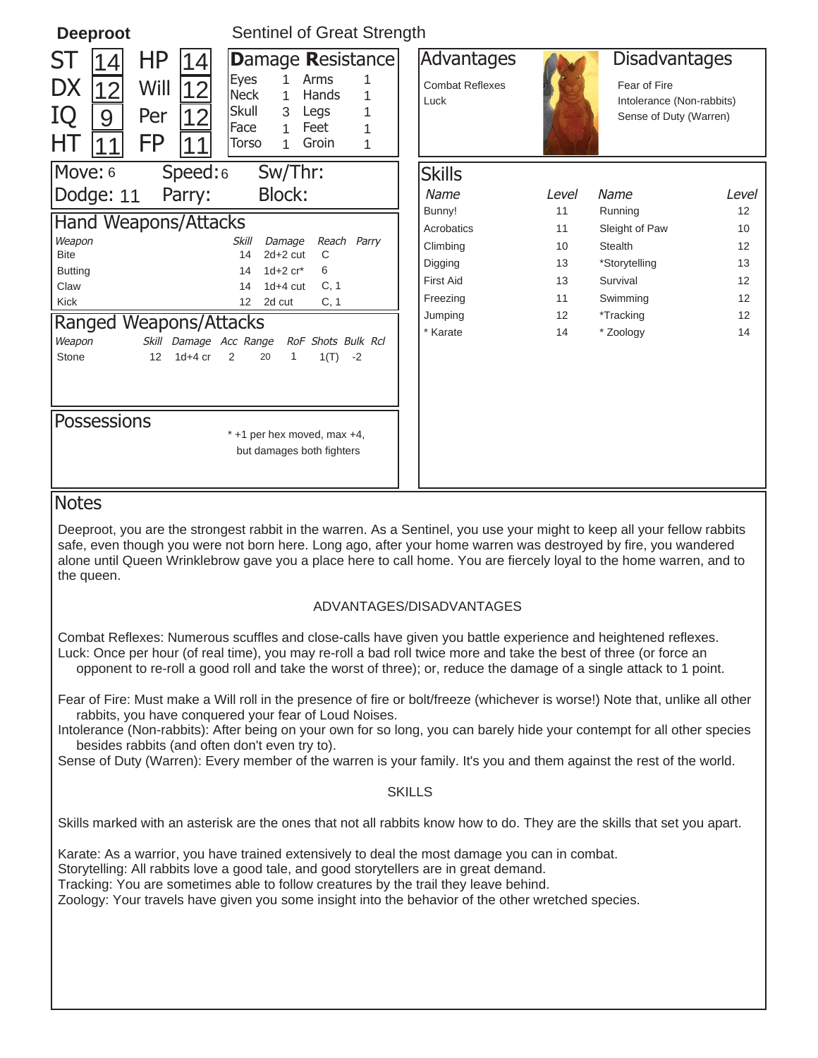**Deeproot** Sentinel of Great Strength

| ST | 14 | HP | 14 |
|---|---|---|---|
| DX | 12 | Will | 12 |
| IQ | 9 | Per | 12 |
| HT | 11 | FP | 11 |

## Damage Resistance

| Location | DR | Location | DR |
|---|---|---|---|
| Eyes | 1 | Arms | 1 |
| Neck | 1 | Hands | 1 |
| Skull | 3 | Legs | 1 |
| Face | 1 | Feet | 1 |
| Torso | 1 | Groin | 1 |

Move: 6 Speed: 6 Sw/Thr:

Dodge: 11 Parry: Block:

## Hand Weapons/Attacks

| Weapon | Skill | Damage | Reach | Parry |
|---|---|---|---|---|
| Bite | 14 | 2d+2 cut | C | |
| Butting | 14 | 1d+2 cr* | 6 | |
| Claw | 14 | 1d+4 cut | C, 1 | |
| Kick | 12 | 2d cut | C, 1 | |

## Ranged Weapons/Attacks

| Weapon | Skill | Damage | Acc | Range | RoF | Shots | Bulk | Rcl |
|---|---|---|---|---|---|---|---|---|
| Stone | 12 | 1d+4 cr | 2 | 20 | 1 | 1(T) | -2 | |

## Possessions

* +1 per hex moved, max +4, but damages both fighters

## Advantages

Combat Reflexes
Luck

## Disadvantages

Fear of Fire
Intolerance (Non-rabbits)
Sense of Duty (Warren)

## Skills

| Name | Level | Name | Level |
|---|---|---|---|
| Bunny! | 11 | Running | 12 |
| Acrobatics | 11 | Sleight of Paw | 10 |
| Climbing | 10 | Stealth | 12 |
| Digging | 13 | *Storytelling | 13 |
| First Aid | 13 | Survival | 12 |
| Freezing | 11 | Swimming | 12 |
| Jumping | 12 | *Tracking | 12 |
| * Karate | 14 | * Zoology | 14 |

## Notes

Deeproot, you are the strongest rabbit in the warren. As a Sentinel, you use your might to keep all your fellow rabbits safe, even though you were not born here. Long ago, after your home warren was destroyed by fire, you wandered alone until Queen Wrinklebrow gave you a place here to call home. You are fiercely loyal to the home warren, and to the queen.

ADVANTAGES/DISADVANTAGES

Combat Reflexes: Numerous scuffles and close-calls have given you battle experience and heightened reflexes.
Luck: Once per hour (of real time), you may re-roll a bad roll twice more and take the best of three (or force an opponent to re-roll a good roll and take the worst of three); or, reduce the damage of a single attack to 1 point.

Fear of Fire: Must make a Will roll in the presence of fire or bolt/freeze (whichever is worse!) Note that, unlike all other rabbits, you have conquered your fear of Loud Noises.
Intolerance (Non-rabbits): After being on your own for so long, you can barely hide your contempt for all other species besides rabbits (and often don't even try to).
Sense of Duty (Warren): Every member of the warren is your family. It's you and them against the rest of the world.

SKILLS

Skills marked with an asterisk are the ones that not all rabbits know how to do. They are the skills that set you apart.

Karate: As a warrior, you have trained extensively to deal the most damage you can in combat.
Storytelling: All rabbits love a good tale, and good storytellers are in great demand.
Tracking: You are sometimes able to follow creatures by the trail they leave behind.
Zoology: Your travels have given you some insight into the behavior of the other wretched species.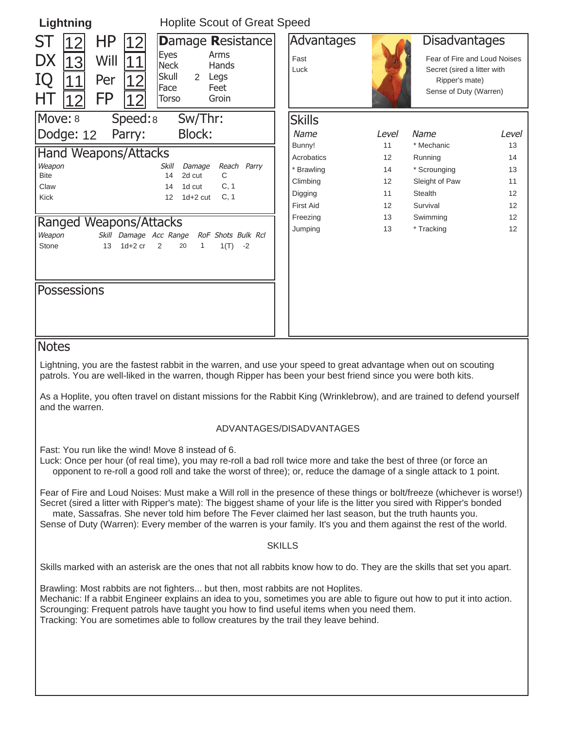## Lightning

Hoplite Scout of Great Speed

| | | | |
|---|---|---|---|
| ST | 12 | HP | 12 |
| DX | 13 | Will | 11 |
| IQ | 11 | Per | 12 |
| HT | 12 | FP | 12 |

### Damage Resistance

| | | | |
|---|---|---|---|
| Eyes | | Arms | |
| Neck | | Hands | |
| Skull | 2 | Legs | |
| Face | | Feet | |
| Torso | | Groin | |

Move: 8 Speed: 8 Sw/Thr:

Dodge: 12 Parry: Block:

### Hand Weapons/Attacks

| Weapon | Skill | Damage | Reach | Parry |
|---|---|---|---|---|
| Bite | 14 | 2d cut | C | |
| Claw | 14 | 1d cut | C, 1 | |
| Kick | 12 | 1d+2 cut | C, 1 | |

### Ranged Weapons/Attacks

| Weapon | Skill | Damage | Acc | Range | RoF | Shots | Bulk | Rcl |
|---|---|---|---|---|---|---|---|---|
| Stone | 13 | 1d+2 cr | 2 | 20 | 1 | 1(T) | -2 | |

### Possessions

### Advantages

Fast
Luck

### Disadvantages

Fear of Fire and Loud Noises
Secret (sired a litter with Ripper's mate)
Sense of Duty (Warren)

### Skills

| Name | Level | Name | Level |
|---|---|---|---|
| Bunny! | 11 | * Mechanic | 13 |
| Acrobatics | 12 | Running | 14 |
| * Brawling | 14 | * Scrounging | 13 |
| Climbing | 12 | Sleight of Paw | 11 |
| Digging | 11 | Stealth | 12 |
| First Aid | 12 | Survival | 12 |
| Freezing | 13 | Swimming | 12 |
| Jumping | 13 | * Tracking | 12 |

### Notes

Lightning, you are the fastest rabbit in the warren, and use your speed to great advantage when out on scouting patrols. You are well-liked in the warren, though Ripper has been your best friend since you were both kits.

As a Hoplite, you often travel on distant missions for the Rabbit King (Wrinklebrow), and are trained to defend yourself and the warren.

ADVANTAGES/DISADVANTAGES

Fast: You run like the wind! Move 8 instead of 6.
Luck: Once per hour (of real time), you may re-roll a bad roll twice more and take the best of three (or force an opponent to re-roll a good roll and take the worst of three); or, reduce the damage of a single attack to 1 point.

Fear of Fire and Loud Noises: Must make a Will roll in the presence of these things or bolt/freeze (whichever is worse!)
Secret (sired a litter with Ripper's mate): The biggest shame of your life is the litter you sired with Ripper's bonded mate, Sassafras. She never told him before The Fever claimed her last season, but the truth haunts you.
Sense of Duty (Warren): Every member of the warren is your family. It's you and them against the rest of the world.

SKILLS

Skills marked with an asterisk are the ones that not all rabbits know how to do. They are the skills that set you apart.

Brawling: Most rabbits are not fighters... but then, most rabbits are not Hoplites.
Mechanic: If a rabbit Engineer explains an idea to you, sometimes you are able to figure out how to put it into action.
Scrounging: Frequent patrols have taught you how to find useful items when you need them.
Tracking: You are sometimes able to follow creatures by the trail they leave behind.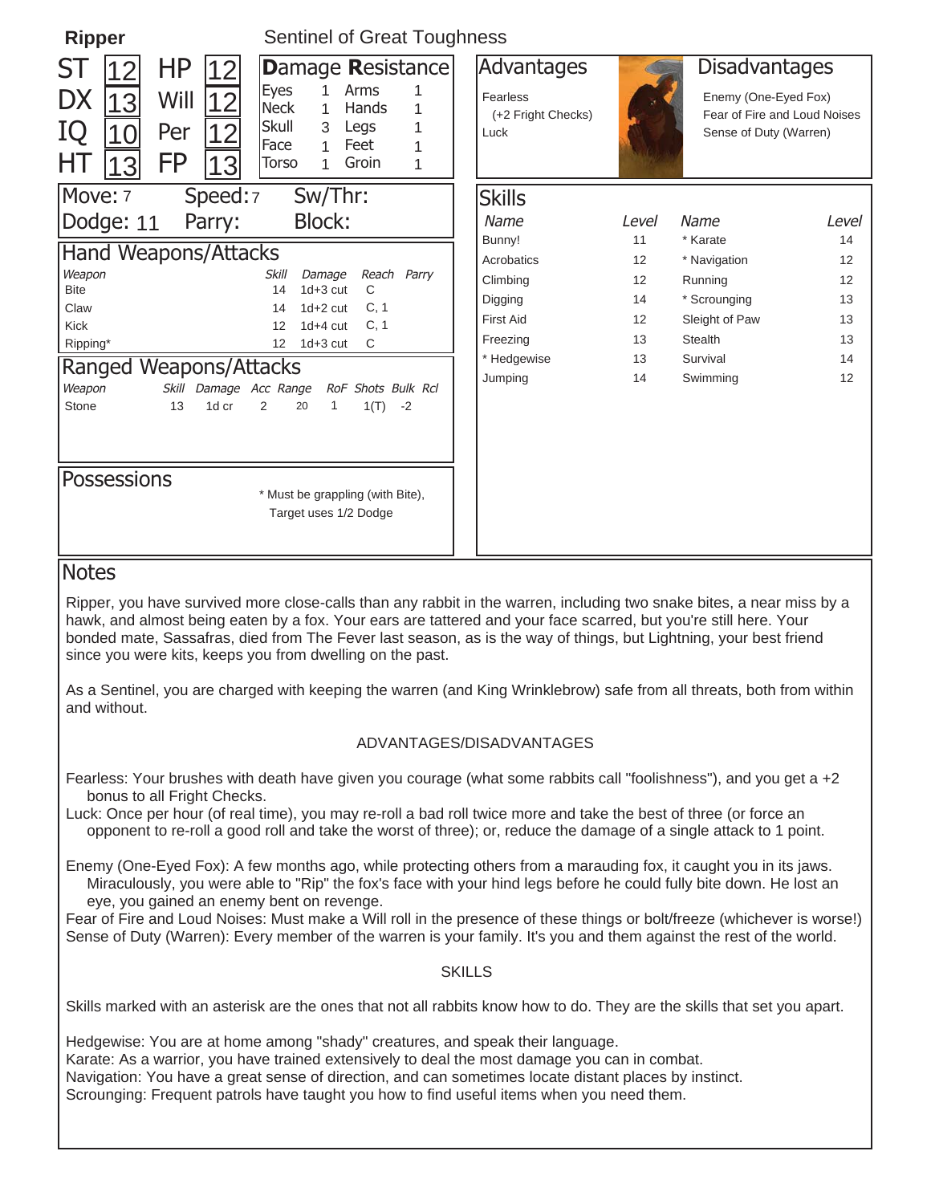# Ripper

Sentinel of Great Toughness

| | | | |
|---|---|---|---|
| ST | 12 | HP | 12 |
| DX | 13 | Will | 12 |
| IQ | 10 | Per | 12 |
| HT | 13 | FP | 13 |

## Damage Resistance

| Location | DR | Location | DR |
|---|---|---|---|
| Eyes | 1 | Arms | 1 |
| Neck | 1 | Hands | 1 |
| Skull | 3 | Legs | 1 |
| Face | 1 | Feet | 1 |
| Torso | 1 | Groin | 1 |

Move: 7 Speed: 7 Sw/Thr:

Dodge: 11 Parry: Block:

## Hand Weapons/Attacks

| Weapon | Skill | Damage | Reach | Parry |
|---|---|---|---|---|
| Bite | 14 | 1d+3 cut | C | |
| Claw | 14 | 1d+2 cut | C, 1 | |
| Kick | 12 | 1d+4 cut | C, 1 | |
| Ripping* | 12 | 1d+3 cut | C | |

## Ranged Weapons/Attacks

| Weapon | Skill | Damage | Acc | Range | RoF | Shots | Bulk | Rcl |
|---|---|---|---|---|---|---|---|---|
| Stone | 13 | 1d cr | 2 | 20 | 1 | | 1(T) | -2 |

## Possessions

* Must be grappling (with Bite), Target uses 1/2 Dodge

## Advantages

Fearless (+2 Fright Checks)
Luck

## Disadvantages

Enemy (One-Eyed Fox)
Fear of Fire and Loud Noises
Sense of Duty (Warren)

## Skills

| Name | Level | Name | Level |
|---|---|---|---|
| Bunny! | 11 | * Karate | 14 |
| Acrobatics | 12 | * Navigation | 12 |
| Climbing | 12 | Running | 12 |
| Digging | 14 | * Scrounging | 13 |
| First Aid | 12 | Sleight of Paw | 13 |
| Freezing | 13 | Stealth | 13 |
| * Hedgewise | 13 | Survival | 14 |
| Jumping | 14 | Swimming | 12 |

## Notes

Ripper, you have survived more close-calls than any rabbit in the warren, including two snake bites, a near miss by a hawk, and almost being eaten by a fox. Your ears are tattered and your face scarred, but you're still here. Your bonded mate, Sassafras, died from The Fever last season, as is the way of things, but Lightning, your best friend since you were kits, keeps you from dwelling on the past.

As a Sentinel, you are charged with keeping the warren (and King Wrinklebrow) safe from all threats, both from within and without.

### ADVANTAGES/DISADVANTAGES

Fearless: Your brushes with death have given you courage (what some rabbits call "foolishness"), and you get a +2 bonus to all Fright Checks.

Luck: Once per hour (of real time), you may re-roll a bad roll twice more and take the best of three (or force an opponent to re-roll a good roll and take the worst of three); or, reduce the damage of a single attack to 1 point.

Enemy (One-Eyed Fox): A few months ago, while protecting others from a marauding fox, it caught you in its jaws. Miraculously, you were able to "Rip" the fox's face with your hind legs before he could fully bite down. He lost an eye, you gained an enemy bent on revenge.

Fear of Fire and Loud Noises: Must make a Will roll in the presence of these things or bolt/freeze (whichever is worse!)

Sense of Duty (Warren): Every member of the warren is your family. It's you and them against the rest of the world.

### SKILLS

Skills marked with an asterisk are the ones that not all rabbits know how to do. They are the skills that set you apart.

Hedgewise: You are at home among "shady" creatures, and speak their language.
Karate: As a warrior, you have trained extensively to deal the most damage you can in combat.
Navigation: You have a great sense of direction, and can sometimes locate distant places by instinct.
Scrounging: Frequent patrols have taught you how to find useful items when you need them.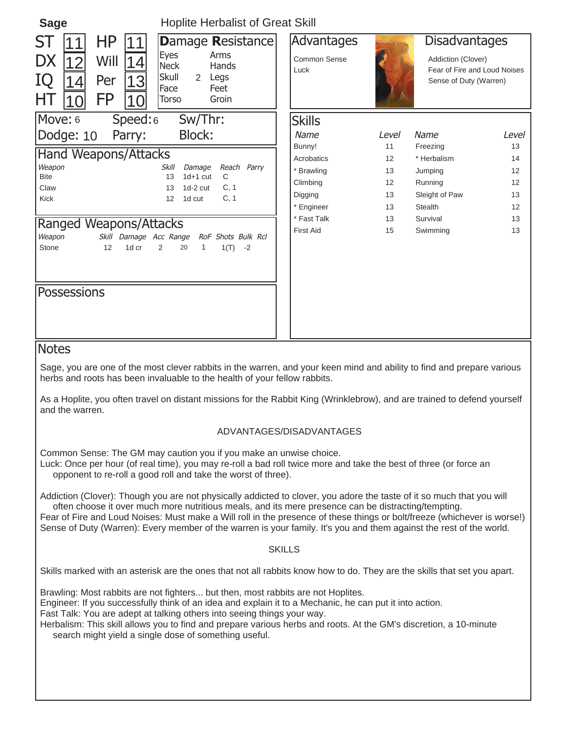# Sage

Hoplite Herbalist of Great Skill

| | | | |
|---|---|---|---|
| ST | 11 | HP | 11 |
| DX | 12 | Will | 14 |
| IQ | 14 | Per | 13 |
| HT | 10 | FP | 10 |

## Damage Resistance

| | | | |
|---|---|---|---|
| Eyes | | Arms | |
| Neck | | Hands | |
| Skull | 2 | Legs | |
| Face | | Feet | |
| Torso | | Groin | |

Move: 6 Speed: 6 Sw/Thr:

Dodge: 10 Parry: Block:

## Hand Weapons/Attacks

| Weapon | Skill | Damage | Reach | Parry |
|---|---|---|---|---|
| Bite | 13 | 1d+1 cut | C | |
| Claw | 13 | 1d-2 cut | C, 1 | |
| Kick | 12 | 1d cut | C, 1 | |

## Ranged Weapons/Attacks

| Weapon | Skill | Damage | Acc | Range | RoF | Shots | Bulk | Rcl |
|---|---|---|---|---|---|---|---|---|
| Stone | 12 | 1d cr | 2 | 20 | 1 | 1(T) | -2 | |

## Possessions

## Advantages

Common Sense
Luck

## Disadvantages

Addiction (Clover)
Fear of Fire and Loud Noises
Sense of Duty (Warren)

## Skills

| Name | Level | Name | Level |
|---|---|---|---|
| Bunny! | 11 | Freezing | 13 |
| Acrobatics | 12 | * Herbalism | 14 |
| * Brawling | 13 | Jumping | 12 |
| Climbing | 12 | Running | 12 |
| Digging | 13 | Sleight of Paw | 13 |
| * Engineer | 13 | Stealth | 12 |
| * Fast Talk | 13 | Survival | 13 |
| First Aid | 15 | Swimming | 13 |

## Notes

Sage, you are one of the most clever rabbits in the warren, and your keen mind and ability to find and prepare various herbs and roots has been invaluable to the health of your fellow rabbits.

As a Hoplite, you often travel on distant missions for the Rabbit King (Wrinklebrow), and are trained to defend yourself and the warren.

ADVANTAGES/DISADVANTAGES

Common Sense: The GM may caution you if you make an unwise choice.
Luck: Once per hour (of real time), you may re-roll a bad roll twice more and take the best of three (or force an opponent to re-roll a good roll and take the worst of three).

Addiction (Clover): Though you are not physically addicted to clover, you adore the taste of it so much that you will often choose it over much more nutritious meals, and its mere presence can be distracting/tempting.
Fear of Fire and Loud Noises: Must make a Will roll in the presence of these things or bolt/freeze (whichever is worse!)
Sense of Duty (Warren): Every member of the warren is your family. It's you and them against the rest of the world.

SKILLS

Skills marked with an asterisk are the ones that not all rabbits know how to do. They are the skills that set you apart.

Brawling: Most rabbits are not fighters... but then, most rabbits are not Hoplites.
Engineer: If you successfully think of an idea and explain it to a Mechanic, he can put it into action.
Fast Talk: You are adept at talking others into seeing things your way.
Herbalism: This skill allows you to find and prepare various herbs and roots. At the GM's discretion, a 10-minute search might yield a single dose of something useful.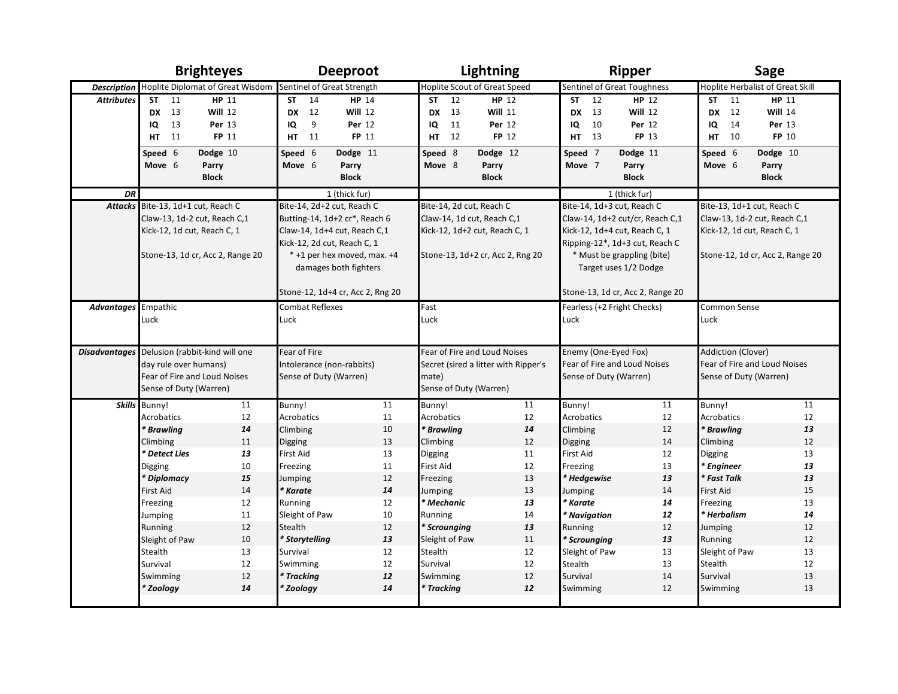| | Brighteyes | Deeproot | Lightning | Ripper | Sage |
|---|---|---|---|---|---|
| **Description** | Hoplite Diplomat of Great Wisdom | Sentinel of Great Strength | Hoplite Scout of Great Speed | Sentinel of Great Toughness | Hoplite Herbalist of Great Skill |
| **Attributes** | **ST** 11 **HP** 11<br>**DX** 13 **Will** 12<br>**IQ** 13 **Per** 13<br>**HT** 11 **FP** 11 | **ST** 14 **HP** 14<br>**DX** 12 **Will** 12<br>**IQ** 9 **Per** 12<br>**HT** 11 **FP** 11 | **ST** 12 **HP** 12<br>**DX** 13 **Will** 11<br>**IQ** 11 **Per** 12<br>**HT** 12 **FP** 12 | **ST** 12 **HP** 12<br>**DX** 13 **Will** 12<br>**IQ** 10 **Per** 12<br>**HT** 13 **FP** 13 | **ST** 11 **HP** 11<br>**DX** 12 **Will** 14<br>**IQ** 14 **Per** 13<br>**HT** 10 **FP** 10 |
| | **Speed** 6 **Dodge** 10<br>**Move** 6 **Parry**<br>**Block** | **Speed** 6 **Dodge** 11<br>**Move** 6 **Parry**<br>**Block** | **Speed** 8 **Dodge** 12<br>**Move** 8 **Parry**<br>**Block** | **Speed** 7 **Dodge** 11<br>**Move** 7 **Parry**<br>**Block** | **Speed** 6 **Dodge** 10<br>**Move** 6 **Parry**<br>**Block** |
| **DR** | | 1 (thick fur) | | 1 (thick fur) | |
| **Attacks** | Bite-13, 1d+1 cut, Reach C<br>Claw-13, 1d-2 cut, Reach C,1<br>Kick-12, 1d cut, Reach C, 1<br><br>Stone-13, 1d cr, Acc 2, Range 20 | Bite-14, 2d+2 cut, Reach C<br>Butting-14, 1d+2 cr*, Reach 6<br>Claw-14, 1d+4 cut, Reach C,1<br>Kick-12, 2d cut, Reach C, 1<br>* +1 per hex moved, max. +4 damages both fighters<br><br>Stone-12, 1d+4 cr, Acc 2, Rng 20 | Bite-14, 2d cut, Reach C<br>Claw-14, 1d cut, Reach C,1<br>Kick-12, 1d+2 cut, Reach C, 1<br><br>Stone-13, 1d+2 cr, Acc 2, Rng 20 | Bite-14, 1d+3 cut, Reach C<br>Claw-14, 1d+2 cut/cr, Reach C,1<br>Kick-12, 1d+4 cut, Reach C, 1<br>Ripping-12*, 1d+3 cut, Reach C<br>* Must be grappling (bite) Target uses 1/2 Dodge<br><br>Stone-13, 1d cr, Acc 2, Range 20 | Bite-13, 1d+1 cut, Reach C<br>Claw-13, 1d-2 cut, Reach C,1<br>Kick-12, 1d cut, Reach C, 1<br><br>Stone-12, 1d cr, Acc 2, Range 20 |
| **Advantages** | Empathic<br>Luck | Combat Reflexes<br>Luck | Fast<br>Luck | Fearless (+2 Fright Checks)<br>Luck | Common Sense<br>Luck |
| **Disadvantages** | Delusion (rabbit-kind will one day rule over humans)<br>Fear of Fire and Loud Noises<br>Sense of Duty (Warren) | Fear of Fire<br>Intolerance (non-rabbits)<br>Sense of Duty (Warren) | Fear of Fire and Loud Noises<br>Secret (sired a litter with Ripper's mate)<br>Sense of Duty (Warren) | Enemy (One-Eyed Fox)<br>Fear of Fire and Loud Noises<br>Sense of Duty (Warren) | Addiction (Clover)<br>Fear of Fire and Loud Noises<br>Sense of Duty (Warren) |
| **Skills** | Bunny! 11<br>Acrobatics 12<br>***\* Brawling 14***<br>Climbing 11<br>***\* Detect Lies 13***<br>Digging 10<br>***\* Diplomacy 15***<br>First Aid 14<br>Freezing 12<br>Jumping 11<br>Running 12<br>Sleight of Paw 10<br>Stealth 13<br>Survival 12<br>Swimming 12<br>***\* Zoology 14*** | Bunny! 11<br>Acrobatics 11<br>Climbing 10<br>Digging 13<br>First Aid 13<br>Freezing 11<br>Jumping 12<br>***\* Karate 14***<br>Running 12<br>Sleight of Paw 10<br>Stealth 12<br>***\* Storytelling 13***<br>Survival 12<br>Swimming 12<br>***\* Tracking 12***<br>***\* Zoology 14*** | Bunny! 11<br>Acrobatics 12<br>***\* Brawling 14***<br>Climbing 12<br>Digging 11<br>First Aid 12<br>Freezing 13<br>Jumping 13<br>***\* Mechanic 13***<br>Running 14<br>***\* Scrounging 13***<br>Sleight of Paw 11<br>Stealth 12<br>Survival 12<br>Swimming 12<br>***\* Tracking 12*** | Bunny! 11<br>Acrobatics 12<br>Climbing 12<br>Digging 14<br>First Aid 12<br>Freezing 13<br>***\* Hedgewise 13***<br>Jumping 14<br>***\* Karate 14***<br>***\* Navigation 12***<br>Running 12<br>***\* Scrounging 13***<br>Sleight of Paw 13<br>Stealth 13<br>Survival 14<br>Swimming 12 | Bunny! 11<br>Acrobatics 12<br>***\* Brawling 13***<br>Climbing 12<br>Digging 13<br>***\* Engineer 13***<br>***\* Fast Talk 13***<br>First Aid 15<br>Freezing 13<br>***\* Herbalism 14***<br>Jumping 12<br>Running 12<br>Sleight of Paw 13<br>Stealth 12<br>Survival 13<br>Swimming 13 |